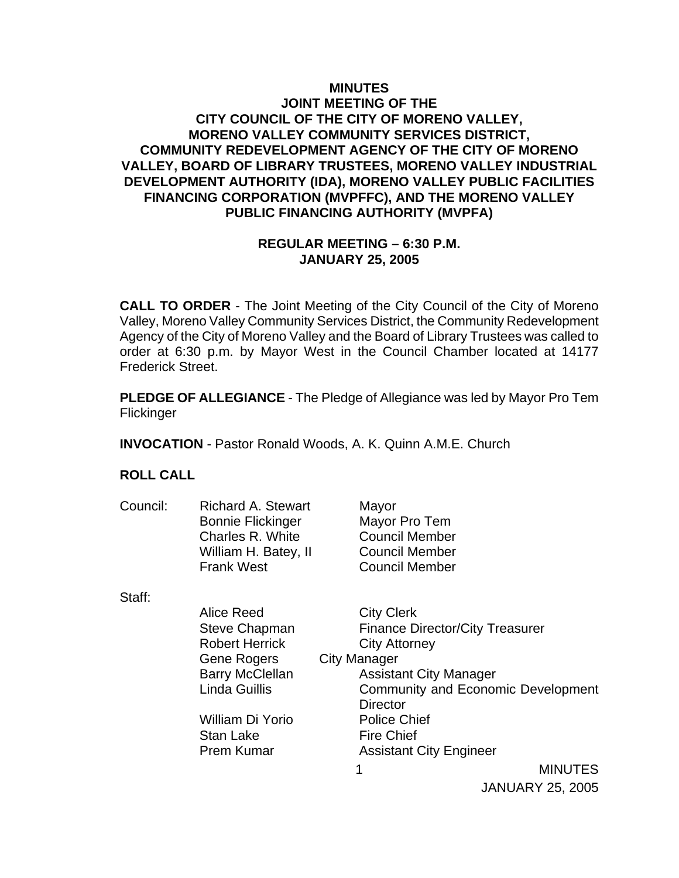# MINUTES
## JOINT MEETING OF THE CITY COUNCIL OF THE CITY OF MORENO VALLEY, MORENO VALLEY COMMUNITY SERVICES DISTRICT, COMMUNITY REDEVELOPMENT AGENCY OF THE CITY OF MORENO VALLEY, BOARD OF LIBRARY TRUSTEES, MORENO VALLEY INDUSTRIAL DEVELOPMENT AUTHORITY (IDA), MORENO VALLEY PUBLIC FACILITIES FINANCING CORPORATION (MVPFFC), AND THE MORENO VALLEY PUBLIC FINANCING AUTHORITY (MVPFA)

### REGULAR MEETING – 6:30 P.M.
### JANUARY 25, 2005

**CALL TO ORDER** - The Joint Meeting of the City Council of the City of Moreno Valley, Moreno Valley Community Services District, the Community Redevelopment Agency of the City of Moreno Valley and the Board of Library Trustees was called to order at 6:30 p.m. by Mayor West in the Council Chamber located at 14177 Frederick Street.

**PLEDGE OF ALLEGIANCE** - The Pledge of Allegiance was led by Mayor Pro Tem Flickinger

**INVOCATION** - Pastor Ronald Woods, A. K. Quinn A.M.E. Church

**ROLL CALL**

| | | |
|---|---|---|
| Council: | Richard A. Stewart | Mayor |
| | Bonnie Flickinger | Mayor Pro Tem |
| | Charles R. White | Council Member |
| | William H. Batey, II | Council Member |
| | Frank West | Council Member |
| Staff: | | |
| | Alice Reed | City Clerk |
| | Steve Chapman | Finance Director/City Treasurer |
| | Robert Herrick | City Attorney |
| | Gene Rogers | City Manager |
| | Barry McClellan | Assistant City Manager |
| | Linda Guillis | Community and Economic Development Director |
| | William Di Yorio | Police Chief |
| | Stan Lake | Fire Chief |
| | Prem Kumar | Assistant City Engineer |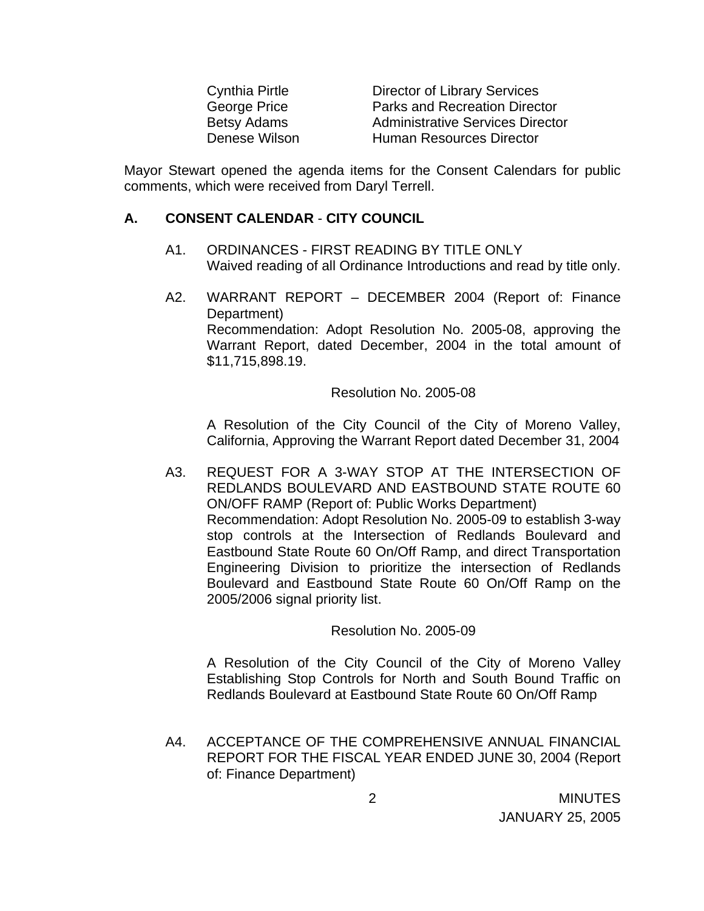| | |
|---|---|
| Cynthia Pirtle | Director of Library Services |
| George Price | Parks and Recreation Director |
| Betsy Adams | Administrative Services Director |
| Denese Wilson | Human Resources Director |

Mayor Stewart opened the agenda items for the Consent Calendars for public comments, which were received from Daryl Terrell.

## A. CONSENT CALENDAR - CITY COUNCIL

A1. ORDINANCES - FIRST READING BY TITLE ONLY
Waived reading of all Ordinance Introductions and read by title only.

A2. WARRANT REPORT – DECEMBER 2004 (Report of: Finance Department)
Recommendation: Adopt Resolution No. 2005-08, approving the Warrant Report, dated December, 2004 in the total amount of $11,715,898.19.

Resolution No. 2005-08

A Resolution of the City Council of the City of Moreno Valley, California, Approving the Warrant Report dated December 31, 2004

A3. REQUEST FOR A 3-WAY STOP AT THE INTERSECTION OF REDLANDS BOULEVARD AND EASTBOUND STATE ROUTE 60 ON/OFF RAMP (Report of: Public Works Department)
Recommendation: Adopt Resolution No. 2005-09 to establish 3-way stop controls at the Intersection of Redlands Boulevard and Eastbound State Route 60 On/Off Ramp, and direct Transportation Engineering Division to prioritize the intersection of Redlands Boulevard and Eastbound State Route 60 On/Off Ramp on the 2005/2006 signal priority list.

Resolution No. 2005-09

A Resolution of the City Council of the City of Moreno Valley Establishing Stop Controls for North and South Bound Traffic on Redlands Boulevard at Eastbound State Route 60 On/Off Ramp

A4. ACCEPTANCE OF THE COMPREHENSIVE ANNUAL FINANCIAL REPORT FOR THE FISCAL YEAR ENDED JUNE 30, 2004 (Report of: Finance Department)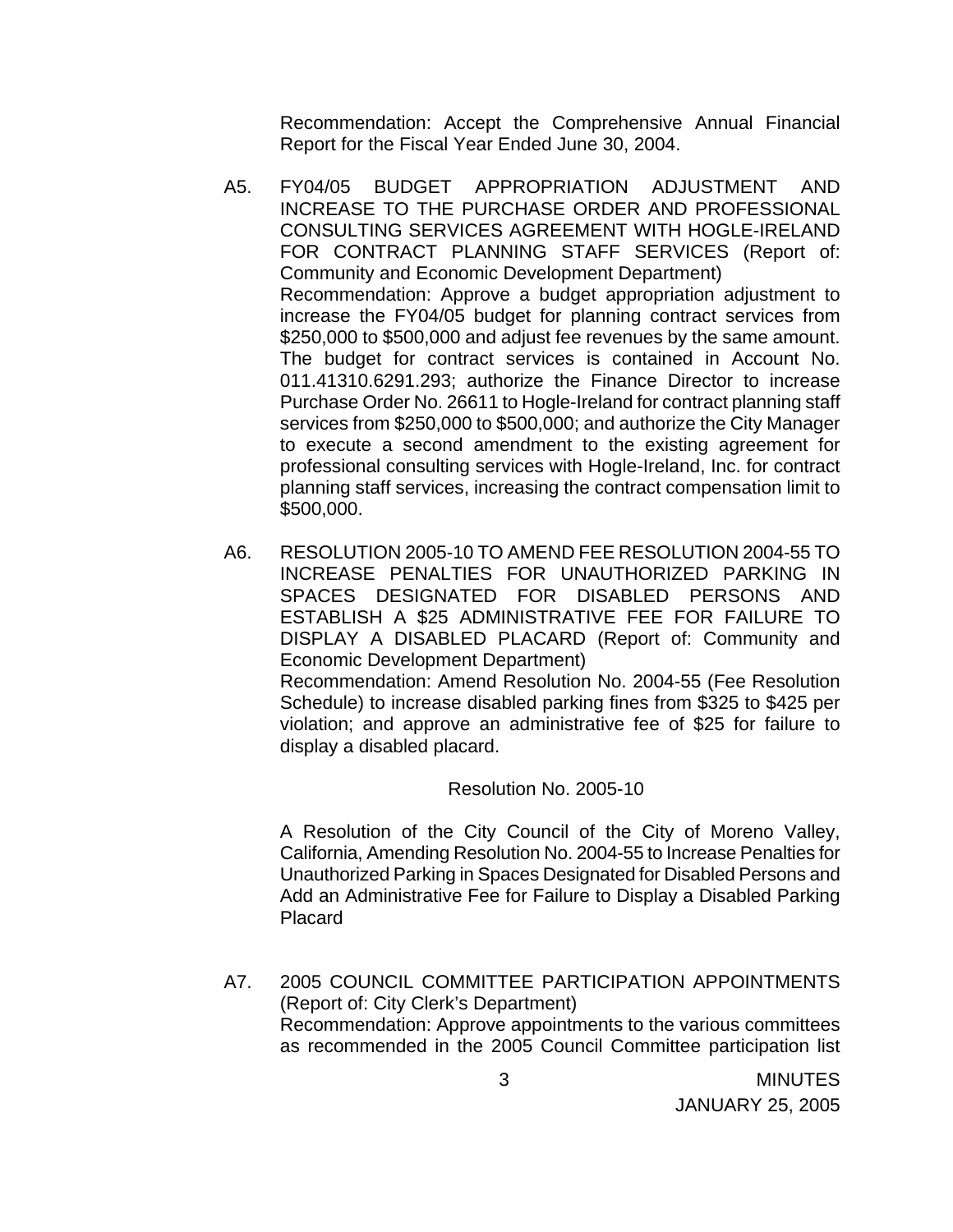Recommendation: Accept the Comprehensive Annual Financial Report for the Fiscal Year Ended June 30, 2004.

A5. FY04/05 BUDGET APPROPRIATION ADJUSTMENT AND INCREASE TO THE PURCHASE ORDER AND PROFESSIONAL CONSULTING SERVICES AGREEMENT WITH HOGLE-IRELAND FOR CONTRACT PLANNING STAFF SERVICES (Report of: Community and Economic Development Department)
Recommendation: Approve a budget appropriation adjustment to increase the FY04/05 budget for planning contract services from $250,000 to $500,000 and adjust fee revenues by the same amount. The budget for contract services is contained in Account No. 011.41310.6291.293; authorize the Finance Director to increase Purchase Order No. 26611 to Hogle-Ireland for contract planning staff services from $250,000 to $500,000; and authorize the City Manager to execute a second amendment to the existing agreement for professional consulting services with Hogle-Ireland, Inc. for contract planning staff services, increasing the contract compensation limit to $500,000.

A6. RESOLUTION 2005-10 TO AMEND FEE RESOLUTION 2004-55 TO INCREASE PENALTIES FOR UNAUTHORIZED PARKING IN SPACES DESIGNATED FOR DISABLED PERSONS AND ESTABLISH A $25 ADMINISTRATIVE FEE FOR FAILURE TO DISPLAY A DISABLED PLACARD (Report of: Community and Economic Development Department)
Recommendation: Amend Resolution No. 2004-55 (Fee Resolution Schedule) to increase disabled parking fines from $325 to $425 per violation; and approve an administrative fee of $25 for failure to display a disabled placard.

Resolution No. 2005-10

A Resolution of the City Council of the City of Moreno Valley, California, Amending Resolution No. 2004-55 to Increase Penalties for Unauthorized Parking in Spaces Designated for Disabled Persons and Add an Administrative Fee for Failure to Display a Disabled Parking Placard

A7. 2005 COUNCIL COMMITTEE PARTICIPATION APPOINTMENTS (Report of: City Clerk's Department)
Recommendation: Approve appointments to the various committees as recommended in the 2005 Council Committee participation list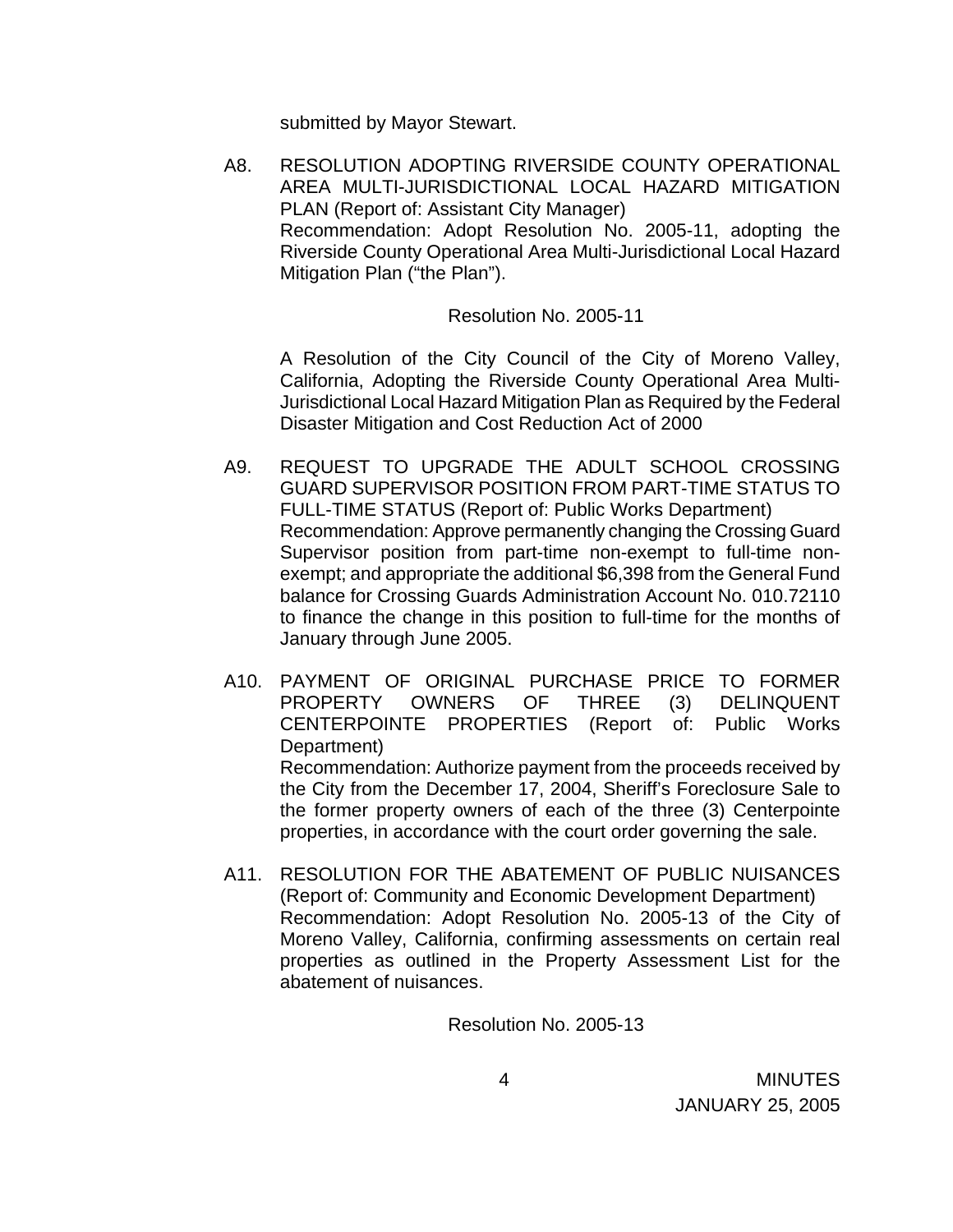submitted by Mayor Stewart.

A8. RESOLUTION ADOPTING RIVERSIDE COUNTY OPERATIONAL AREA MULTI-JURISDICTIONAL LOCAL HAZARD MITIGATION PLAN (Report of: Assistant City Manager)
Recommendation: Adopt Resolution No. 2005-11, adopting the Riverside County Operational Area Multi-Jurisdictional Local Hazard Mitigation Plan ("the Plan").

Resolution No. 2005-11

A Resolution of the City Council of the City of Moreno Valley, California, Adopting the Riverside County Operational Area Multi-Jurisdictional Local Hazard Mitigation Plan as Required by the Federal Disaster Mitigation and Cost Reduction Act of 2000

A9. REQUEST TO UPGRADE THE ADULT SCHOOL CROSSING GUARD SUPERVISOR POSITION FROM PART-TIME STATUS TO FULL-TIME STATUS (Report of: Public Works Department)
Recommendation: Approve permanently changing the Crossing Guard Supervisor position from part-time non-exempt to full-time non-exempt; and appropriate the additional $6,398 from the General Fund balance for Crossing Guards Administration Account No. 010.72110 to finance the change in this position to full-time for the months of January through June 2005.

A10. PAYMENT OF ORIGINAL PURCHASE PRICE TO FORMER PROPERTY OWNERS OF THREE (3) DELINQUENT CENTERPOINTE PROPERTIES (Report of: Public Works Department)
Recommendation: Authorize payment from the proceeds received by the City from the December 17, 2004, Sheriff's Foreclosure Sale to the former property owners of each of the three (3) Centerpointe properties, in accordance with the court order governing the sale.

A11. RESOLUTION FOR THE ABATEMENT OF PUBLIC NUISANCES (Report of: Community and Economic Development Department)
Recommendation: Adopt Resolution No. 2005-13 of the City of Moreno Valley, California, confirming assessments on certain real properties as outlined in the Property Assessment List for the abatement of nuisances.

Resolution No. 2005-13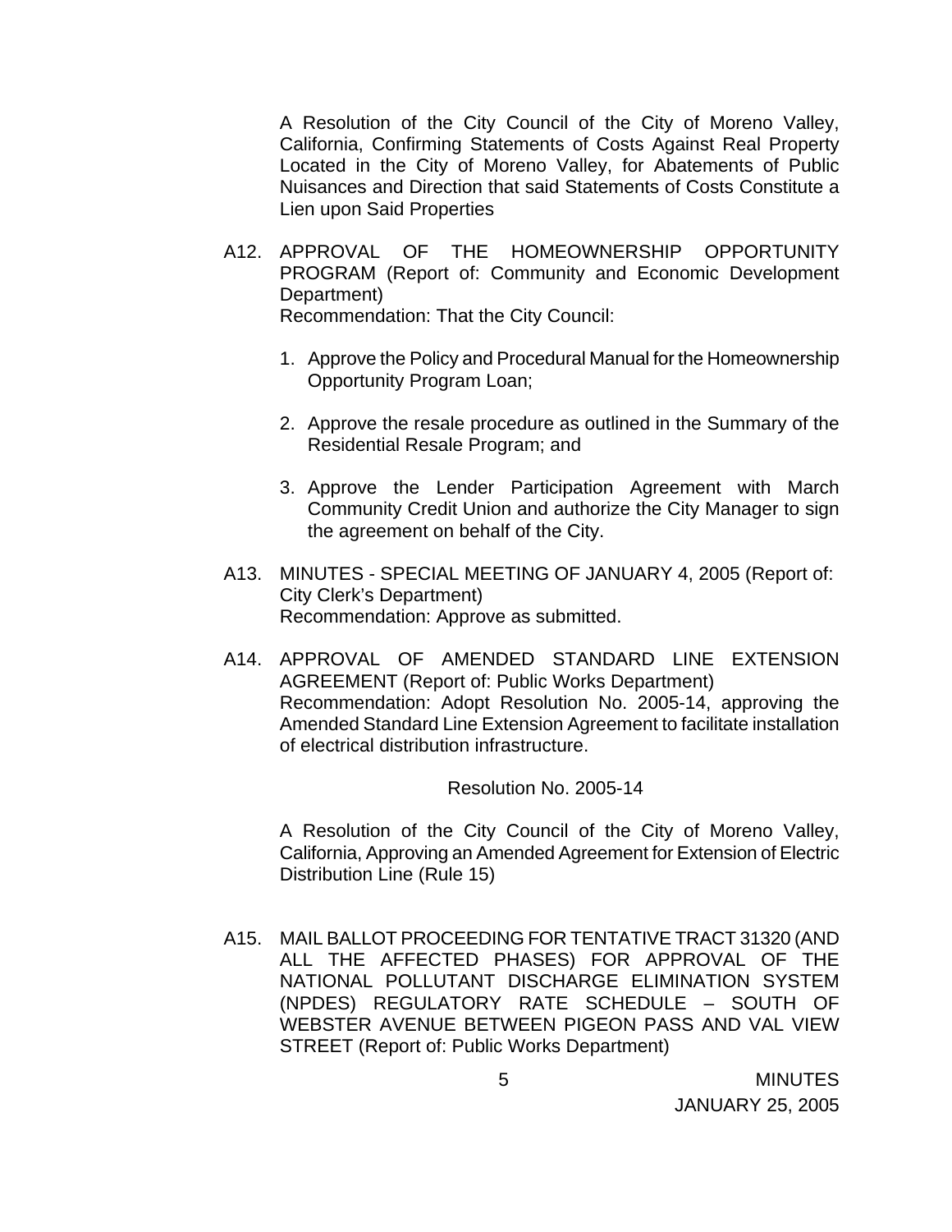A Resolution of the City Council of the City of Moreno Valley, California, Confirming Statements of Costs Against Real Property Located in the City of Moreno Valley, for Abatements of Public Nuisances and Direction that said Statements of Costs Constitute a Lien upon Said Properties

A12. APPROVAL OF THE HOMEOWNERSHIP OPPORTUNITY PROGRAM (Report of: Community and Economic Development Department)
Recommendation: That the City Council:

1. Approve the Policy and Procedural Manual for the Homeownership Opportunity Program Loan;

2. Approve the resale procedure as outlined in the Summary of the Residential Resale Program; and

3. Approve the Lender Participation Agreement with March Community Credit Union and authorize the City Manager to sign the agreement on behalf of the City.

A13. MINUTES - SPECIAL MEETING OF JANUARY 4, 2005 (Report of: City Clerk's Department)
Recommendation: Approve as submitted.

A14. APPROVAL OF AMENDED STANDARD LINE EXTENSION AGREEMENT (Report of: Public Works Department)
Recommendation: Adopt Resolution No. 2005-14, approving the Amended Standard Line Extension Agreement to facilitate installation of electrical distribution infrastructure.

Resolution No. 2005-14

A Resolution of the City Council of the City of Moreno Valley, California, Approving an Amended Agreement for Extension of Electric Distribution Line (Rule 15)

A15. MAIL BALLOT PROCEEDING FOR TENTATIVE TRACT 31320 (AND ALL THE AFFECTED PHASES) FOR APPROVAL OF THE NATIONAL POLLUTANT DISCHARGE ELIMINATION SYSTEM (NPDES) REGULATORY RATE SCHEDULE – SOUTH OF WEBSTER AVENUE BETWEEN PIGEON PASS AND VAL VIEW STREET (Report of: Public Works Department)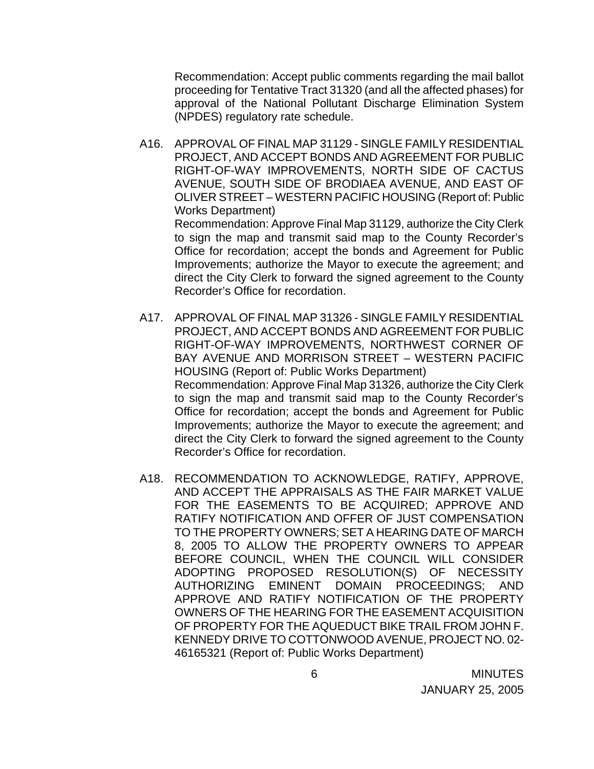Recommendation: Accept public comments regarding the mail ballot proceeding for Tentative Tract 31320 (and all the affected phases) for approval of the National Pollutant Discharge Elimination System (NPDES) regulatory rate schedule.

A16. APPROVAL OF FINAL MAP 31129 - SINGLE FAMILY RESIDENTIAL PROJECT, AND ACCEPT BONDS AND AGREEMENT FOR PUBLIC RIGHT-OF-WAY IMPROVEMENTS, NORTH SIDE OF CACTUS AVENUE, SOUTH SIDE OF BRODIAEA AVENUE, AND EAST OF OLIVER STREET – WESTERN PACIFIC HOUSING (Report of: Public Works Department)
Recommendation: Approve Final Map 31129, authorize the City Clerk to sign the map and transmit said map to the County Recorder's Office for recordation; accept the bonds and Agreement for Public Improvements; authorize the Mayor to execute the agreement; and direct the City Clerk to forward the signed agreement to the County Recorder's Office for recordation.

A17. APPROVAL OF FINAL MAP 31326 - SINGLE FAMILY RESIDENTIAL PROJECT, AND ACCEPT BONDS AND AGREEMENT FOR PUBLIC RIGHT-OF-WAY IMPROVEMENTS, NORTHWEST CORNER OF BAY AVENUE AND MORRISON STREET – WESTERN PACIFIC HOUSING (Report of: Public Works Department)
Recommendation: Approve Final Map 31326, authorize the City Clerk to sign the map and transmit said map to the County Recorder's Office for recordation; accept the bonds and Agreement for Public Improvements; authorize the Mayor to execute the agreement; and direct the City Clerk to forward the signed agreement to the County Recorder's Office for recordation.

A18. RECOMMENDATION TO ACKNOWLEDGE, RATIFY, APPROVE, AND ACCEPT THE APPRAISALS AS THE FAIR MARKET VALUE FOR THE EASEMENTS TO BE ACQUIRED; APPROVE AND RATIFY NOTIFICATION AND OFFER OF JUST COMPENSATION TO THE PROPERTY OWNERS; SET A HEARING DATE OF MARCH 8, 2005 TO ALLOW THE PROPERTY OWNERS TO APPEAR BEFORE COUNCIL, WHEN THE COUNCIL WILL CONSIDER ADOPTING PROPOSED RESOLUTION(S) OF NECESSITY AUTHORIZING EMINENT DOMAIN PROCEEDINGS; AND APPROVE AND RATIFY NOTIFICATION OF THE PROPERTY OWNERS OF THE HEARING FOR THE EASEMENT ACQUISITION OF PROPERTY FOR THE AQUEDUCT BIKE TRAIL FROM JOHN F. KENNEDY DRIVE TO COTTONWOOD AVENUE, PROJECT NO. 02-46165321 (Report of: Public Works Department)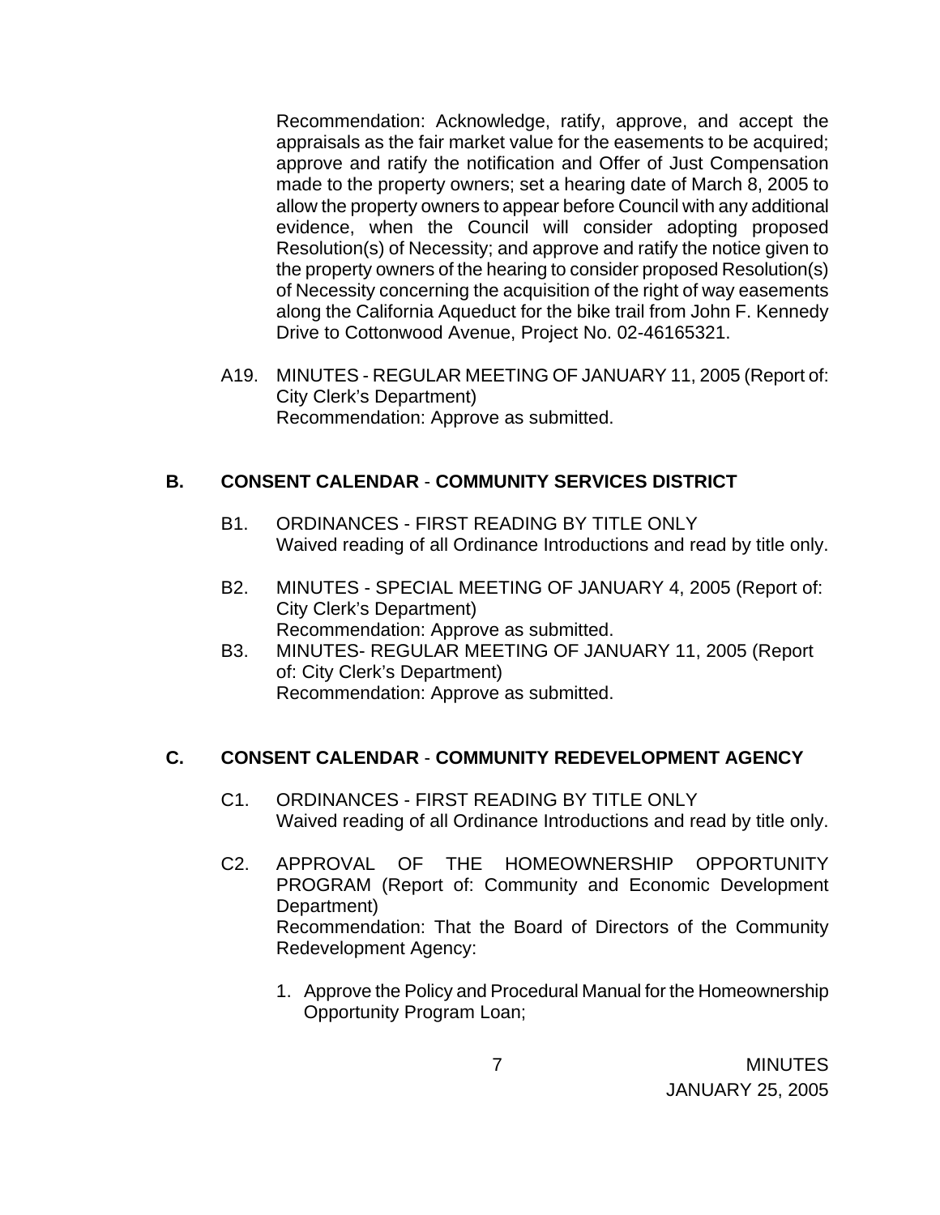Recommendation: Acknowledge, ratify, approve, and accept the appraisals as the fair market value for the easements to be acquired; approve and ratify the notification and Offer of Just Compensation made to the property owners; set a hearing date of March 8, 2005 to allow the property owners to appear before Council with any additional evidence, when the Council will consider adopting proposed Resolution(s) of Necessity; and approve and ratify the notice given to the property owners of the hearing to consider proposed Resolution(s) of Necessity concerning the acquisition of the right of way easements along the California Aqueduct for the bike trail from John F. Kennedy Drive to Cottonwood Avenue, Project No. 02-46165321.

A19. MINUTES - REGULAR MEETING OF JANUARY 11, 2005 (Report of: City Clerk's Department)
Recommendation: Approve as submitted.

## B. CONSENT CALENDAR - COMMUNITY SERVICES DISTRICT

B1. ORDINANCES - FIRST READING BY TITLE ONLY
Waived reading of all Ordinance Introductions and read by title only.

B2. MINUTES - SPECIAL MEETING OF JANUARY 4, 2005 (Report of: City Clerk's Department)
Recommendation: Approve as submitted.

B3. MINUTES- REGULAR MEETING OF JANUARY 11, 2005 (Report of: City Clerk's Department)
Recommendation: Approve as submitted.

## C. CONSENT CALENDAR - COMMUNITY REDEVELOPMENT AGENCY

C1. ORDINANCES - FIRST READING BY TITLE ONLY
Waived reading of all Ordinance Introductions and read by title only.

C2. APPROVAL OF THE HOMEOWNERSHIP OPPORTUNITY PROGRAM (Report of: Community and Economic Development Department)
Recommendation: That the Board of Directors of the Community Redevelopment Agency:

1. Approve the Policy and Procedural Manual for the Homeownership Opportunity Program Loan;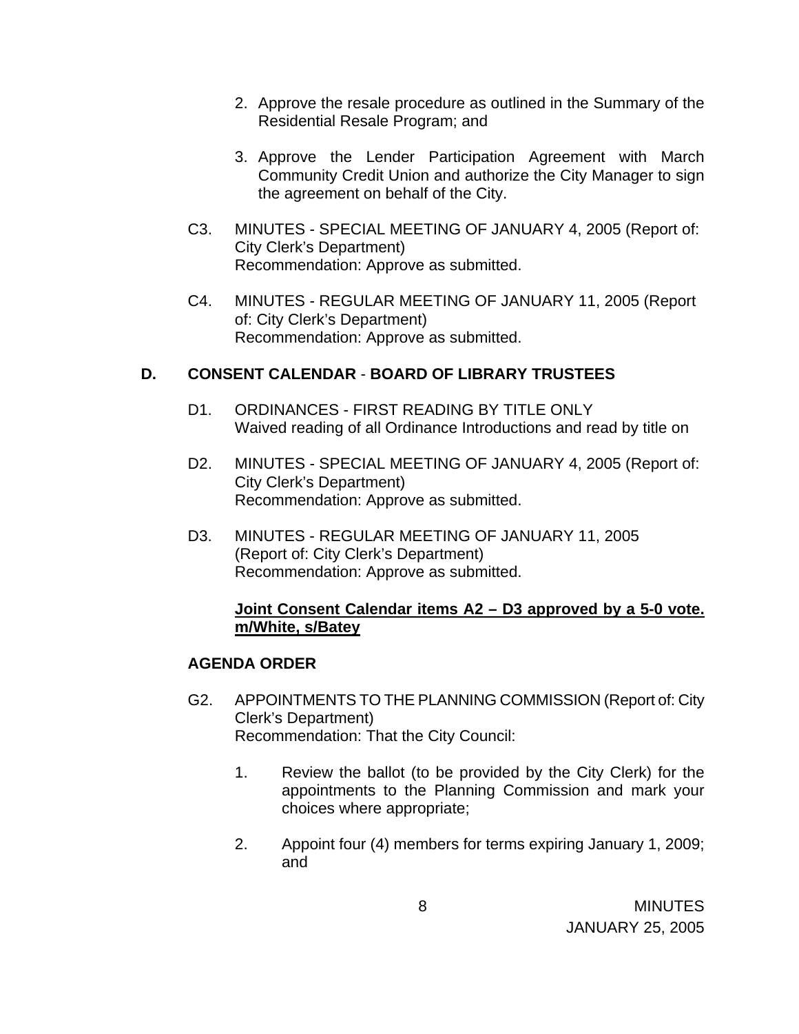2. Approve the resale procedure as outlined in the Summary of the Residential Resale Program; and

3. Approve the Lender Participation Agreement with March Community Credit Union and authorize the City Manager to sign the agreement on behalf of the City.

C3. MINUTES - SPECIAL MEETING OF JANUARY 4, 2005 (Report of: City Clerk's Department)
Recommendation: Approve as submitted.

C4. MINUTES - REGULAR MEETING OF JANUARY 11, 2005 (Report of: City Clerk's Department)
Recommendation: Approve as submitted.

## D. CONSENT CALENDAR - BOARD OF LIBRARY TRUSTEES

D1. ORDINANCES - FIRST READING BY TITLE ONLY
Waived reading of all Ordinance Introductions and read by title on

D2. MINUTES - SPECIAL MEETING OF JANUARY 4, 2005 (Report of: City Clerk's Department)
Recommendation: Approve as submitted.

D3. MINUTES - REGULAR MEETING OF JANUARY 11, 2005 (Report of: City Clerk's Department)
Recommendation: Approve as submitted.

**Joint Consent Calendar items A2 – D3 approved by a 5-0 vote. m/White, s/Batey**

### AGENDA ORDER

G2. APPOINTMENTS TO THE PLANNING COMMISSION (Report of: City Clerk's Department)
Recommendation: That the City Council:

1. Review the ballot (to be provided by the City Clerk) for the appointments to the Planning Commission and mark your choices where appropriate;

2. Appoint four (4) members for terms expiring January 1, 2009; and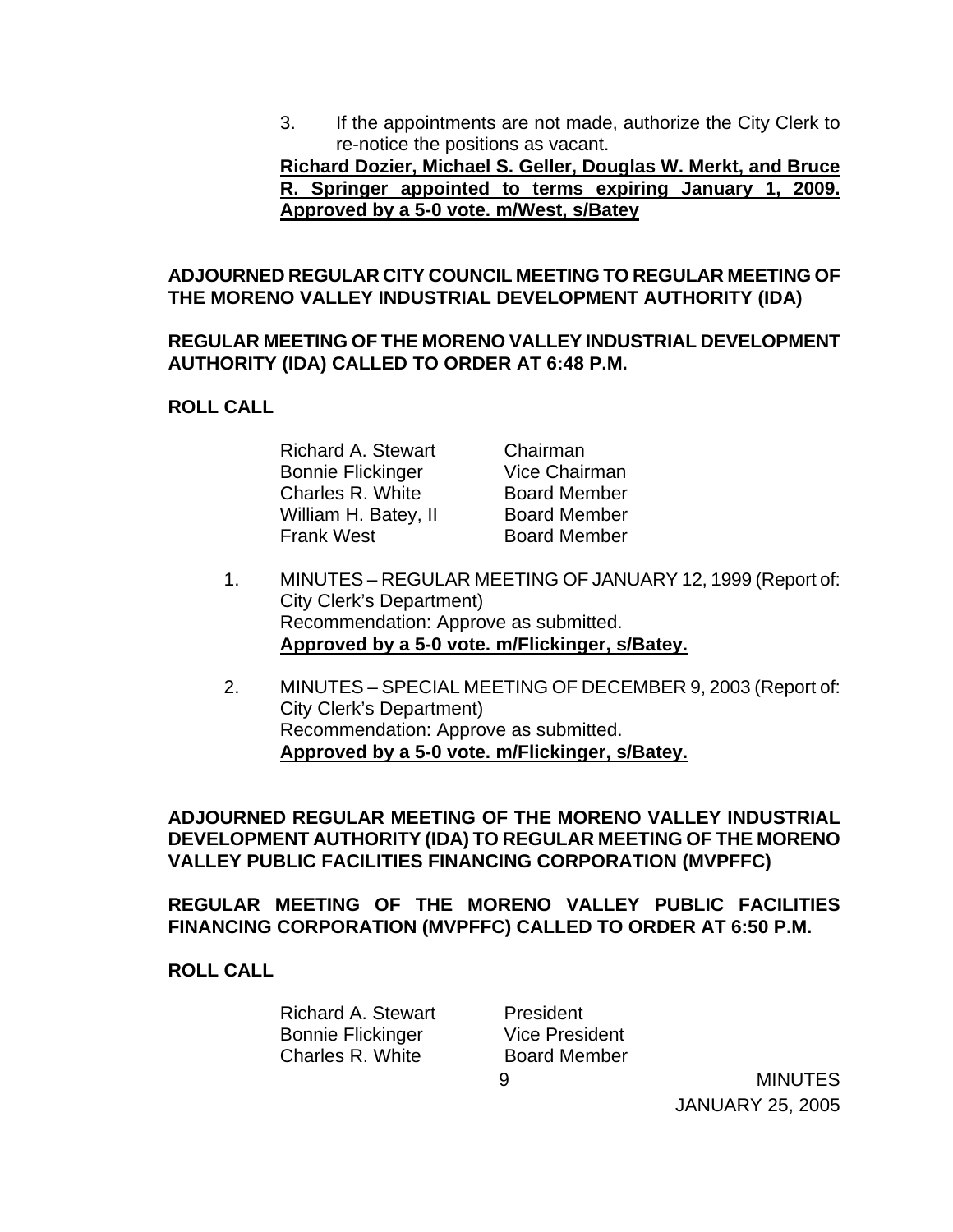3. If the appointments are not made, authorize the City Clerk to re-notice the positions as vacant.

**Richard Dozier, Michael S. Geller, Douglas W. Merkt, and Bruce R. Springer appointed to terms expiring January 1, 2009. Approved by a 5-0 vote. m/West, s/Batey**

**ADJOURNED REGULAR CITY COUNCIL MEETING TO REGULAR MEETING OF THE MORENO VALLEY INDUSTRIAL DEVELOPMENT AUTHORITY (IDA)**

**REGULAR MEETING OF THE MORENO VALLEY INDUSTRIAL DEVELOPMENT AUTHORITY (IDA) CALLED TO ORDER AT 6:48 P.M.**

**ROLL CALL**

| | |
|---|---|
| Richard A. Stewart | Chairman |
| Bonnie Flickinger | Vice Chairman |
| Charles R. White | Board Member |
| William H. Batey, II | Board Member |
| Frank West | Board Member |

1. MINUTES – REGULAR MEETING OF JANUARY 12, 1999 (Report of: City Clerk's Department)
   Recommendation: Approve as submitted.
   **Approved by a 5-0 vote. m/Flickinger, s/Batey.**

2. MINUTES – SPECIAL MEETING OF DECEMBER 9, 2003 (Report of: City Clerk's Department)
   Recommendation: Approve as submitted.
   **Approved by a 5-0 vote. m/Flickinger, s/Batey.**

**ADJOURNED REGULAR MEETING OF THE MORENO VALLEY INDUSTRIAL DEVELOPMENT AUTHORITY (IDA) TO REGULAR MEETING OF THE MORENO VALLEY PUBLIC FACILITIES FINANCING CORPORATION (MVPFFC)**

**REGULAR MEETING OF THE MORENO VALLEY PUBLIC FACILITIES FINANCING CORPORATION (MVPFFC) CALLED TO ORDER AT 6:50 P.M.**

**ROLL CALL**

| | |
|---|---|
| Richard A. Stewart | President |
| Bonnie Flickinger | Vice President |
| Charles R. White | Board Member |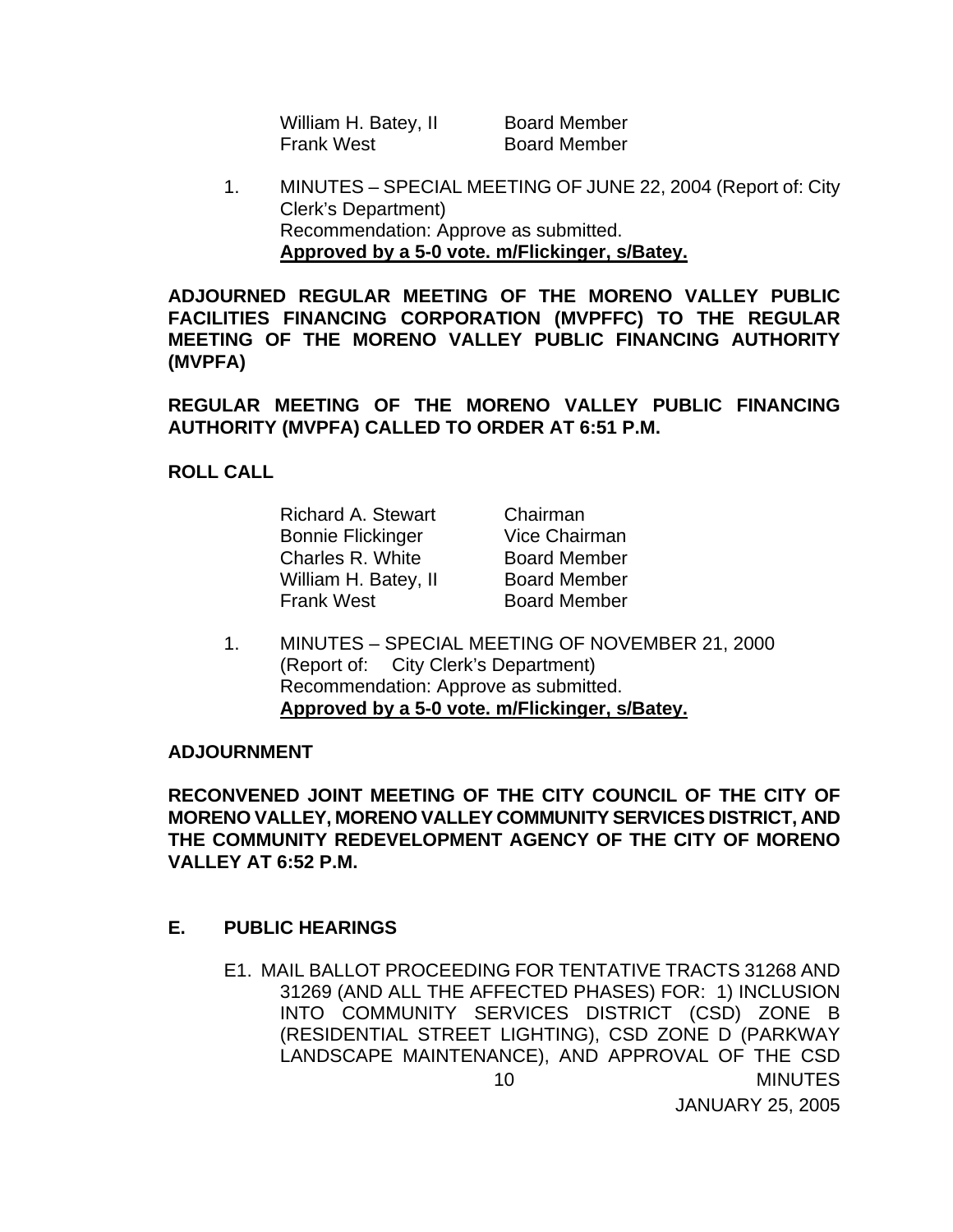| | |
|---|---|
| William H. Batey, II | Board Member |
| Frank West | Board Member |

1. MINUTES – SPECIAL MEETING OF JUNE 22, 2004 (Report of: City Clerk's Department)
   Recommendation: Approve as submitted.
   **Approved by a 5-0 vote. m/Flickinger, s/Batey.**

**ADJOURNED REGULAR MEETING OF THE MORENO VALLEY PUBLIC FACILITIES FINANCING CORPORATION (MVPFFC) TO THE REGULAR MEETING OF THE MORENO VALLEY PUBLIC FINANCING AUTHORITY (MVPFA)**

**REGULAR MEETING OF THE MORENO VALLEY PUBLIC FINANCING AUTHORITY (MVPFA) CALLED TO ORDER AT 6:51 P.M.**

**ROLL CALL**

| | |
|---|---|
| Richard A. Stewart | Chairman |
| Bonnie Flickinger | Vice Chairman |
| Charles R. White | Board Member |
| William H. Batey, II | Board Member |
| Frank West | Board Member |

1. MINUTES – SPECIAL MEETING OF NOVEMBER 21, 2000 (Report of: City Clerk's Department)
   Recommendation: Approve as submitted.
   **Approved by a 5-0 vote. m/Flickinger, s/Batey.**

**ADJOURNMENT**

**RECONVENED JOINT MEETING OF THE CITY COUNCIL OF THE CITY OF MORENO VALLEY, MORENO VALLEY COMMUNITY SERVICES DISTRICT, AND THE COMMUNITY REDEVELOPMENT AGENCY OF THE CITY OF MORENO VALLEY AT 6:52 P.M.**

## E. PUBLIC HEARINGS

E1. MAIL BALLOT PROCEEDING FOR TENTATIVE TRACTS 31268 AND 31269 (AND ALL THE AFFECTED PHASES) FOR: 1) INCLUSION INTO COMMUNITY SERVICES DISTRICT (CSD) ZONE B (RESIDENTIAL STREET LIGHTING), CSD ZONE D (PARKWAY LANDSCAPE MAINTENANCE), AND APPROVAL OF THE CSD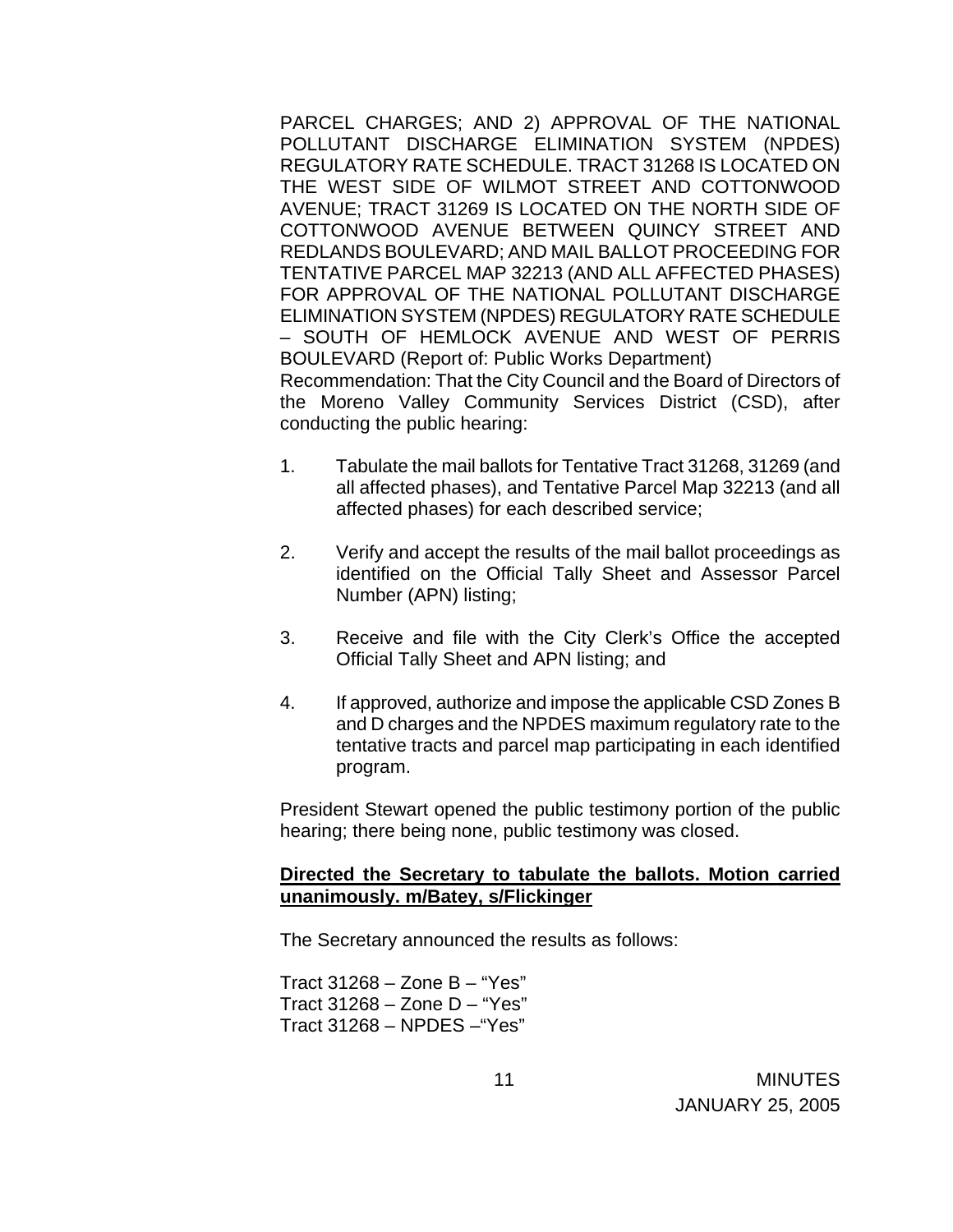PARCEL CHARGES; AND 2) APPROVAL OF THE NATIONAL POLLUTANT DISCHARGE ELIMINATION SYSTEM (NPDES) REGULATORY RATE SCHEDULE. TRACT 31268 IS LOCATED ON THE WEST SIDE OF WILMOT STREET AND COTTONWOOD AVENUE; TRACT 31269 IS LOCATED ON THE NORTH SIDE OF COTTONWOOD AVENUE BETWEEN QUINCY STREET AND REDLANDS BOULEVARD; AND MAIL BALLOT PROCEEDING FOR TENTATIVE PARCEL MAP 32213 (AND ALL AFFECTED PHASES) FOR APPROVAL OF THE NATIONAL POLLUTANT DISCHARGE ELIMINATION SYSTEM (NPDES) REGULATORY RATE SCHEDULE – SOUTH OF HEMLOCK AVENUE AND WEST OF PERRIS BOULEVARD (Report of: Public Works Department)
Recommendation: That the City Council and the Board of Directors of the Moreno Valley Community Services District (CSD), after conducting the public hearing:

1. Tabulate the mail ballots for Tentative Tract 31268, 31269 (and all affected phases), and Tentative Parcel Map 32213 (and all affected phases) for each described service;

2. Verify and accept the results of the mail ballot proceedings as identified on the Official Tally Sheet and Assessor Parcel Number (APN) listing;

3. Receive and file with the City Clerk's Office the accepted Official Tally Sheet and APN listing; and

4. If approved, authorize and impose the applicable CSD Zones B and D charges and the NPDES maximum regulatory rate to the tentative tracts and parcel map participating in each identified program.

President Stewart opened the public testimony portion of the public hearing; there being none, public testimony was closed.

**Directed the Secretary to tabulate the ballots. Motion carried unanimously. m/Batey, s/Flickinger**

The Secretary announced the results as follows:

Tract 31268 – Zone B – "Yes"
Tract 31268 – Zone D – "Yes"
Tract 31268 – NPDES –"Yes"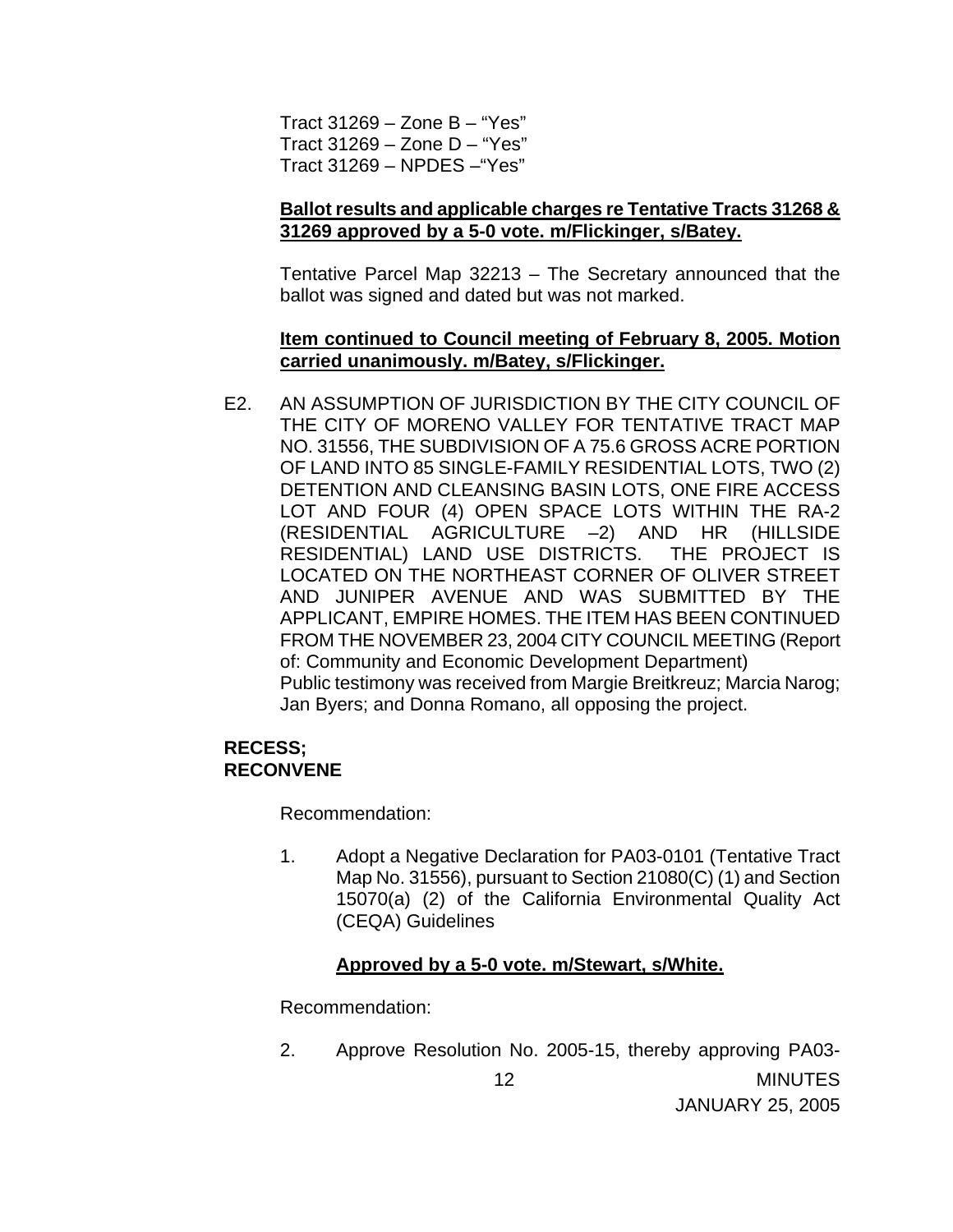Tract 31269 – Zone B – "Yes"
Tract 31269 – Zone D – "Yes"
Tract 31269 – NPDES –"Yes"

**Ballot results and applicable charges re Tentative Tracts 31268 & 31269 approved by a 5-0 vote. m/Flickinger, s/Batey.**

Tentative Parcel Map 32213 – The Secretary announced that the ballot was signed and dated but was not marked.

**Item continued to Council meeting of February 8, 2005. Motion carried unanimously. m/Batey, s/Flickinger.**

E2. AN ASSUMPTION OF JURISDICTION BY THE CITY COUNCIL OF THE CITY OF MORENO VALLEY FOR TENTATIVE TRACT MAP NO. 31556, THE SUBDIVISION OF A 75.6 GROSS ACRE PORTION OF LAND INTO 85 SINGLE-FAMILY RESIDENTIAL LOTS, TWO (2) DETENTION AND CLEANSING BASIN LOTS, ONE FIRE ACCESS LOT AND FOUR (4) OPEN SPACE LOTS WITHIN THE RA-2 (RESIDENTIAL AGRICULTURE –2) AND HR (HILLSIDE RESIDENTIAL) LAND USE DISTRICTS. THE PROJECT IS LOCATED ON THE NORTHEAST CORNER OF OLIVER STREET AND JUNIPER AVENUE AND WAS SUBMITTED BY THE APPLICANT, EMPIRE HOMES. THE ITEM HAS BEEN CONTINUED FROM THE NOVEMBER 23, 2004 CITY COUNCIL MEETING (Report of: Community and Economic Development Department)
Public testimony was received from Margie Breitkreuz; Marcia Narog; Jan Byers; and Donna Romano, all opposing the project.

**RECESS;**
**RECONVENE**

Recommendation:

1. Adopt a Negative Declaration for PA03-0101 (Tentative Tract Map No. 31556), pursuant to Section 21080(C) (1) and Section 15070(a) (2) of the California Environmental Quality Act (CEQA) Guidelines

**Approved by a 5-0 vote. m/Stewart, s/White.**

Recommendation:

2. Approve Resolution No. 2005-15, thereby approving PA03-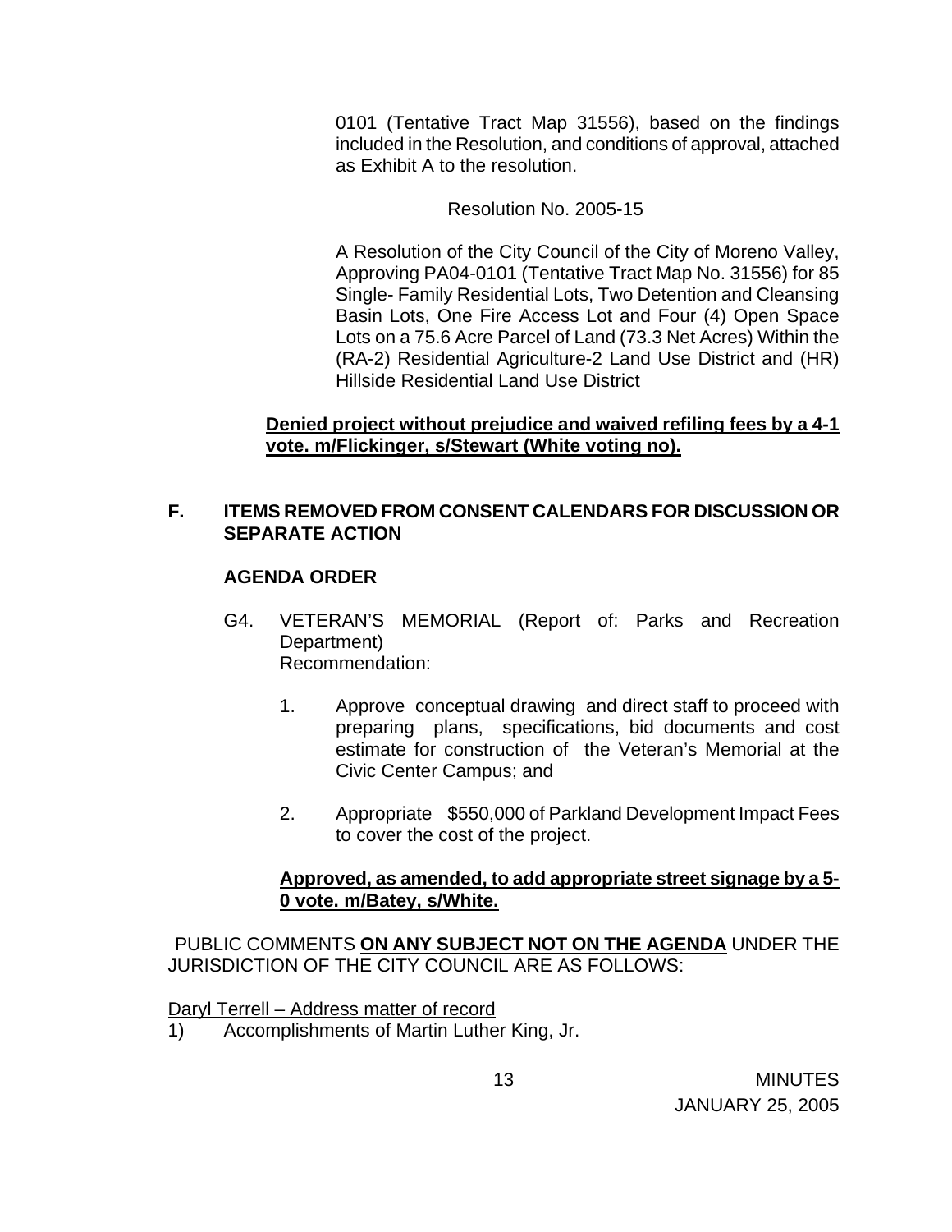0101 (Tentative Tract Map 31556), based on the findings included in the Resolution, and conditions of approval, attached as Exhibit A to the resolution.

Resolution No. 2005-15

A Resolution of the City Council of the City of Moreno Valley, Approving PA04-0101 (Tentative Tract Map No. 31556) for 85 Single- Family Residential Lots, Two Detention and Cleansing Basin Lots, One Fire Access Lot and Four (4) Open Space Lots on a 75.6 Acre Parcel of Land (73.3 Net Acres) Within the (RA-2) Residential Agriculture-2 Land Use District and (HR) Hillside Residential Land Use District

**Denied project without prejudice and waived refiling fees by a 4-1 vote. m/Flickinger, s/Stewart (White voting no).**

## F. ITEMS REMOVED FROM CONSENT CALENDARS FOR DISCUSSION OR SEPARATE ACTION

### AGENDA ORDER

G4. VETERAN'S MEMORIAL (Report of: Parks and Recreation Department)
Recommendation:

1. Approve conceptual drawing and direct staff to proceed with preparing plans, specifications, bid documents and cost estimate for construction of the Veteran's Memorial at the Civic Center Campus; and

2. Appropriate $550,000 of Parkland Development Impact Fees to cover the cost of the project.

**Approved, as amended, to add appropriate street signage by a 5-0 vote. m/Batey, s/White.**

PUBLIC COMMENTS **ON ANY SUBJECT NOT ON THE AGENDA** UNDER THE JURISDICTION OF THE CITY COUNCIL ARE AS FOLLOWS:

Daryl Terrell – Address matter of record

1) Accomplishments of Martin Luther King, Jr.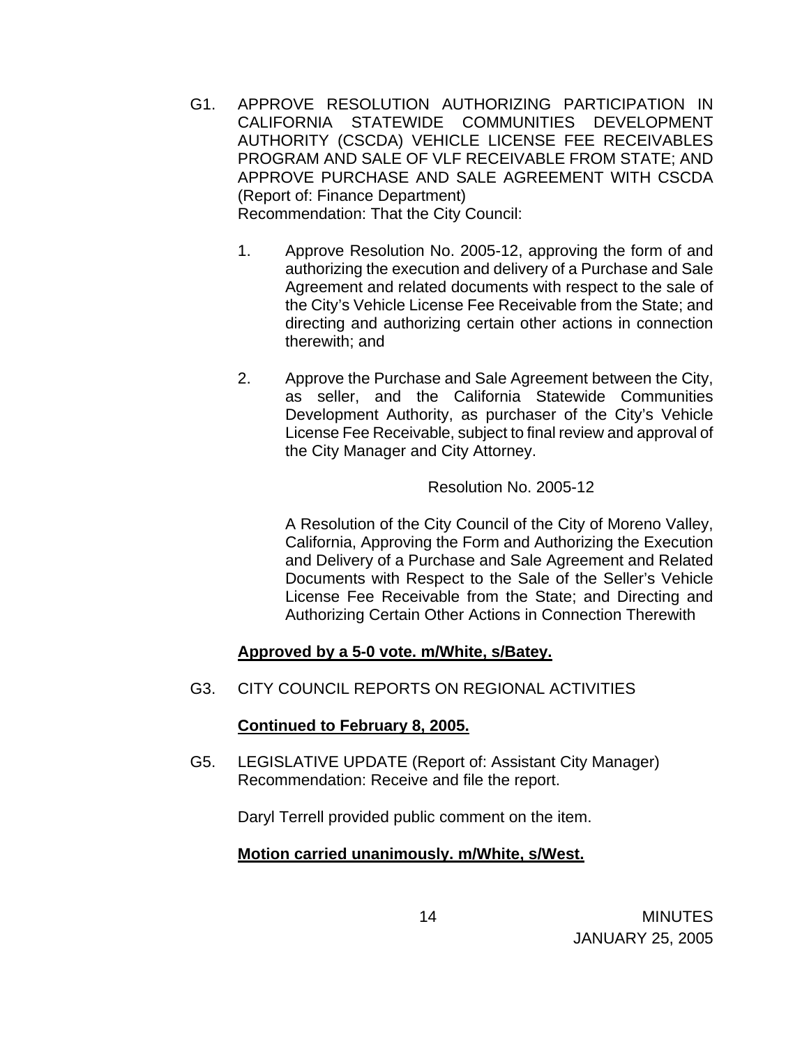G1. APPROVE RESOLUTION AUTHORIZING PARTICIPATION IN CALIFORNIA STATEWIDE COMMUNITIES DEVELOPMENT AUTHORITY (CSCDA) VEHICLE LICENSE FEE RECEIVABLES PROGRAM AND SALE OF VLF RECEIVABLE FROM STATE; AND APPROVE PURCHASE AND SALE AGREEMENT WITH CSCDA (Report of: Finance Department)
Recommendation: That the City Council:

1. Approve Resolution No. 2005-12, approving the form of and authorizing the execution and delivery of a Purchase and Sale Agreement and related documents with respect to the sale of the City's Vehicle License Fee Receivable from the State; and directing and authorizing certain other actions in connection therewith; and

2. Approve the Purchase and Sale Agreement between the City, as seller, and the California Statewide Communities Development Authority, as purchaser of the City's Vehicle License Fee Receivable, subject to final review and approval of the City Manager and City Attorney.

Resolution No. 2005-12

A Resolution of the City Council of the City of Moreno Valley, California, Approving the Form and Authorizing the Execution and Delivery of a Purchase and Sale Agreement and Related Documents with Respect to the Sale of the Seller's Vehicle License Fee Receivable from the State; and Directing and Authorizing Certain Other Actions in Connection Therewith

**Approved by a 5-0 vote. m/White, s/Batey.**

G3. CITY COUNCIL REPORTS ON REGIONAL ACTIVITIES

**Continued to February 8, 2005.**

G5. LEGISLATIVE UPDATE (Report of: Assistant City Manager)
Recommendation: Receive and file the report.

Daryl Terrell provided public comment on the item.

**Motion carried unanimously. m/White, s/West.**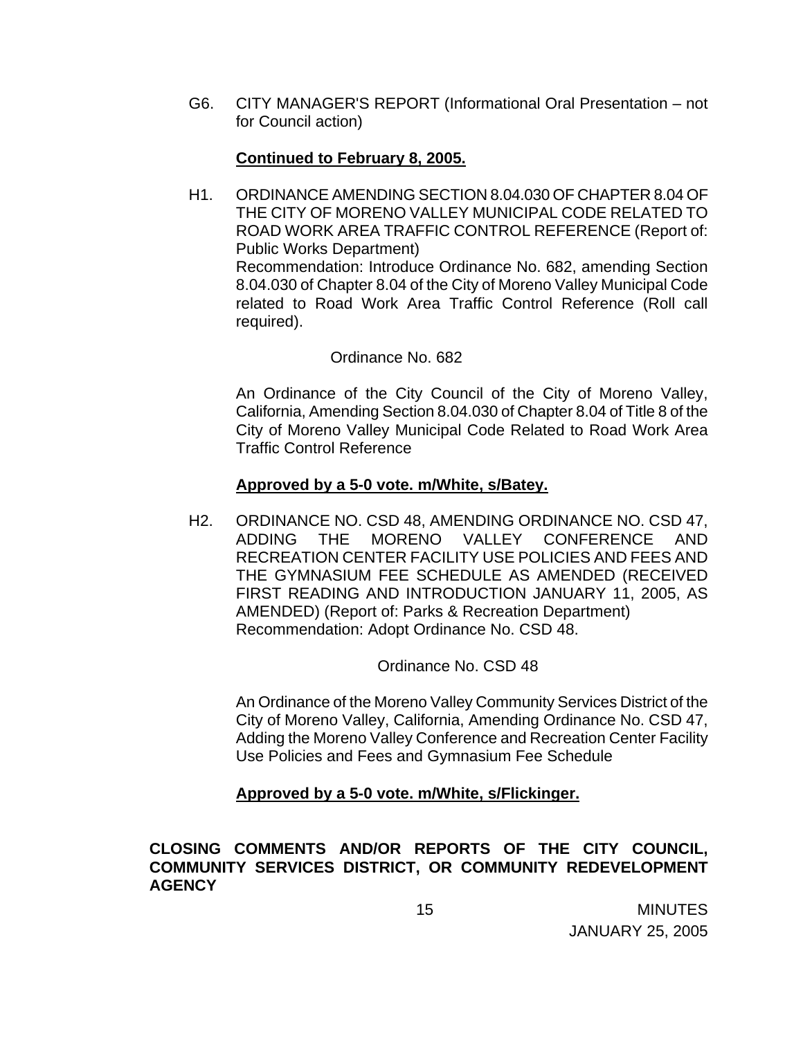G6. CITY MANAGER'S REPORT (Informational Oral Presentation – not for Council action)

**Continued to February 8, 2005.**

H1. ORDINANCE AMENDING SECTION 8.04.030 OF CHAPTER 8.04 OF THE CITY OF MORENO VALLEY MUNICIPAL CODE RELATED TO ROAD WORK AREA TRAFFIC CONTROL REFERENCE (Report of: Public Works Department)
Recommendation: Introduce Ordinance No. 682, amending Section 8.04.030 of Chapter 8.04 of the City of Moreno Valley Municipal Code related to Road Work Area Traffic Control Reference (Roll call required).

Ordinance No. 682

An Ordinance of the City Council of the City of Moreno Valley, California, Amending Section 8.04.030 of Chapter 8.04 of Title 8 of the City of Moreno Valley Municipal Code Related to Road Work Area Traffic Control Reference

**Approved by a 5-0 vote. m/White, s/Batey.**

H2. ORDINANCE NO. CSD 48, AMENDING ORDINANCE NO. CSD 47, ADDING THE MORENO VALLEY CONFERENCE AND RECREATION CENTER FACILITY USE POLICIES AND FEES AND THE GYMNASIUM FEE SCHEDULE AS AMENDED (RECEIVED FIRST READING AND INTRODUCTION JANUARY 11, 2005, AS AMENDED) (Report of: Parks & Recreation Department)
Recommendation: Adopt Ordinance No. CSD 48.

Ordinance No. CSD 48

An Ordinance of the Moreno Valley Community Services District of the City of Moreno Valley, California, Amending Ordinance No. CSD 47, Adding the Moreno Valley Conference and Recreation Center Facility Use Policies and Fees and Gymnasium Fee Schedule

**Approved by a 5-0 vote. m/White, s/Flickinger.**

**CLOSING COMMENTS AND/OR REPORTS OF THE CITY COUNCIL, COMMUNITY SERVICES DISTRICT, OR COMMUNITY REDEVELOPMENT AGENCY**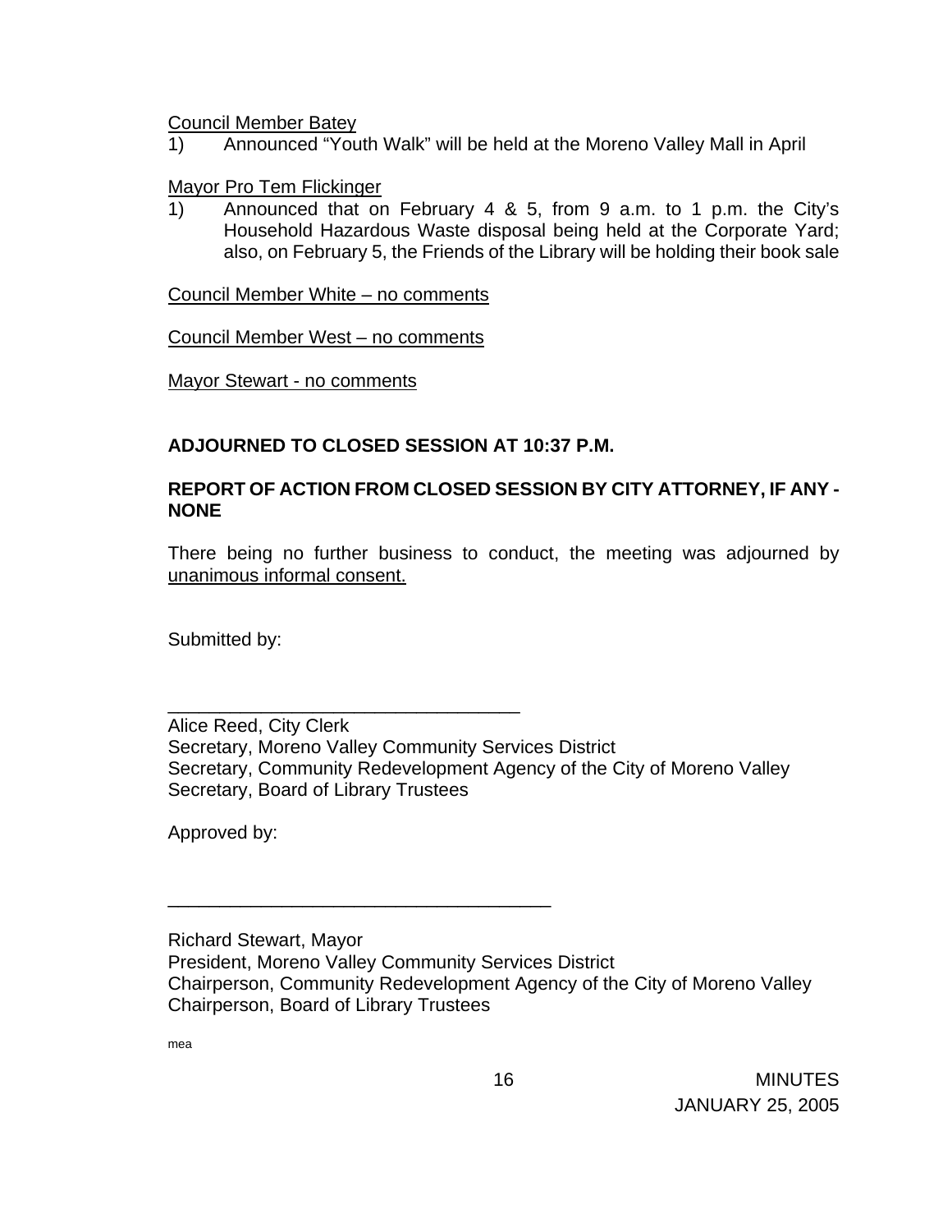Council Member Batey

1) Announced "Youth Walk" will be held at the Moreno Valley Mall in April

Mayor Pro Tem Flickinger

1) Announced that on February 4 & 5, from 9 a.m. to 1 p.m. the City's Household Hazardous Waste disposal being held at the Corporate Yard; also, on February 5, the Friends of the Library will be holding their book sale

Council Member White – no comments

Council Member West – no comments

Mayor Stewart - no comments

**ADJOURNED TO CLOSED SESSION AT 10:37 P.M.**

**REPORT OF ACTION FROM CLOSED SESSION BY CITY ATTORNEY, IF ANY - NONE**

There being no further business to conduct, the meeting was adjourned by unanimous informal consent.

Submitted by:

___________________________________

Alice Reed, City Clerk
Secretary, Moreno Valley Community Services District
Secretary, Community Redevelopment Agency of the City of Moreno Valley
Secretary, Board of Library Trustees

Approved by:

___________________________________

Richard Stewart, Mayor
President, Moreno Valley Community Services District
Chairperson, Community Redevelopment Agency of the City of Moreno Valley
Chairperson, Board of Library Trustees

mea